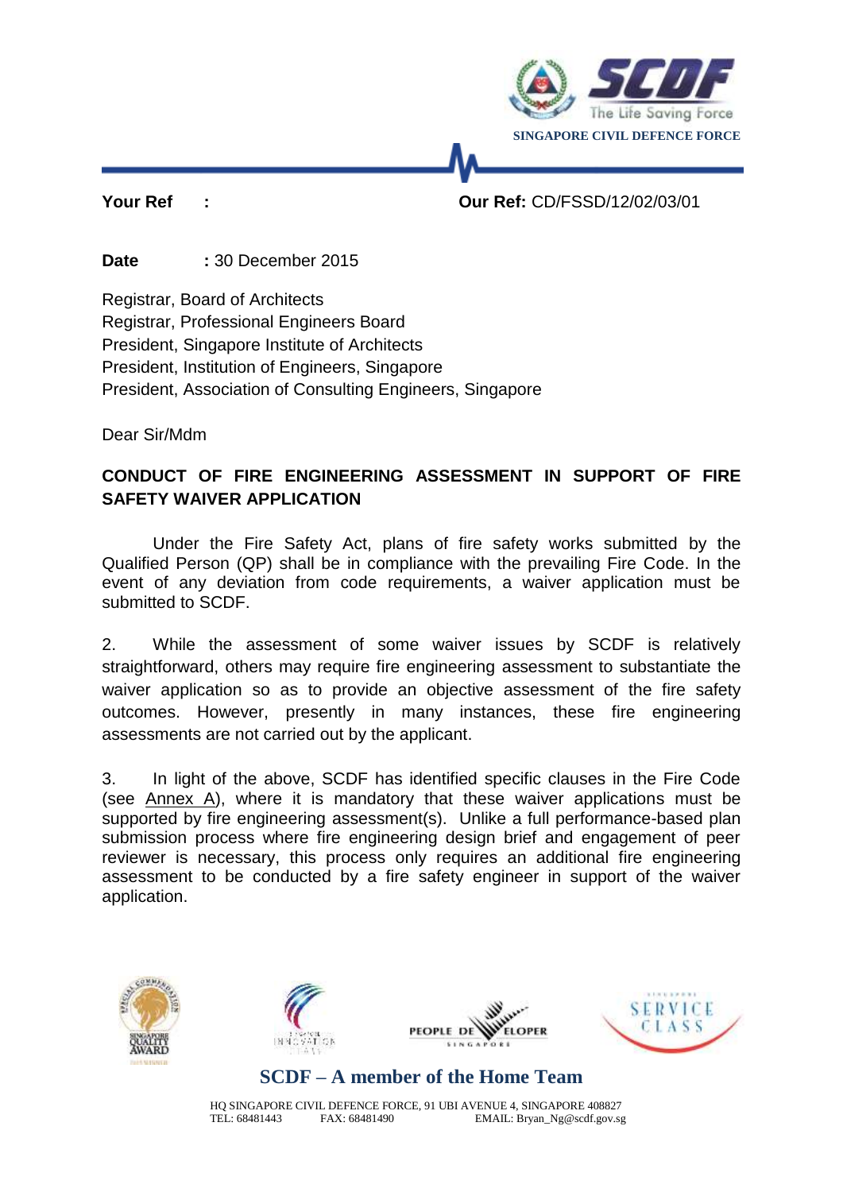SINGAPORE CIVIL DEFENCE FORCE

**Your Ref :** **Our Ref:** CD/FSSD/12/02/03/01

**Date :** 30 December 2015

Registrar, Board of Architects
Registrar, Professional Engineers Board
President, Singapore Institute of Architects
President, Institution of Engineers, Singapore
President, Association of Consulting Engineers, Singapore

Dear Sir/Mdm

**CONDUCT OF FIRE ENGINEERING ASSESSMENT IN SUPPORT OF FIRE SAFETY WAIVER APPLICATION**

Under the Fire Safety Act, plans of fire safety works submitted by the Qualified Person (QP) shall be in compliance with the prevailing Fire Code. In the event of any deviation from code requirements, a waiver application must be submitted to SCDF.

2. While the assessment of some waiver issues by SCDF is relatively straightforward, others may require fire engineering assessment to substantiate the waiver application so as to provide an objective assessment of the fire safety outcomes. However, presently in many instances, these fire engineering assessments are not carried out by the applicant.

3. In light of the above, SCDF has identified specific clauses in the Fire Code (see Annex A), where it is mandatory that these waiver applications must be supported by fire engineering assessment(s). Unlike a full performance-based plan submission process where fire engineering design brief and engagement of peer reviewer is necessary, this process only requires an additional fire engineering assessment to be conducted by a fire safety engineer in support of the waiver application.

**SCDF – A member of the Home Team**

HQ SINGAPORE CIVIL DEFENCE FORCE, 91 UBI AVENUE 4, SINGAPORE 408827
TEL: 68481443 FAX: 68481490 EMAIL: Bryan_Ng@scdf.gov.sg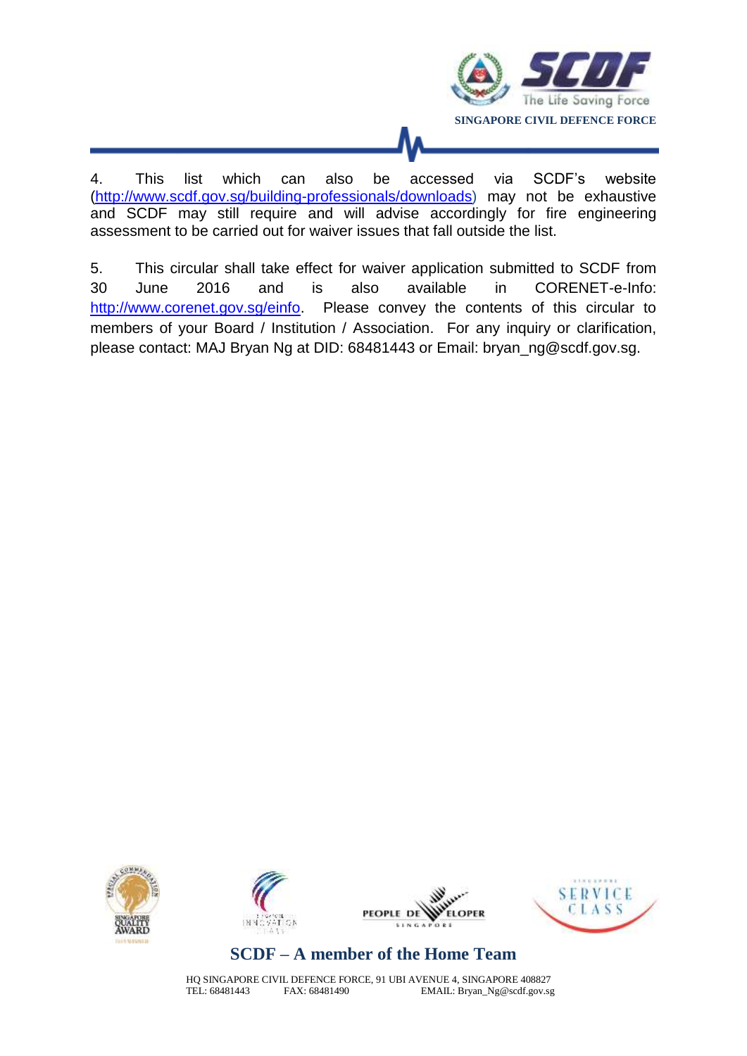4. This list which can also be accessed via SCDF's website (http://www.scdf.gov.sg/building-professionals/downloads) may not be exhaustive and SCDF may still require and will advise accordingly for fire engineering assessment to be carried out for waiver issues that fall outside the list.

5. This circular shall take effect for waiver application submitted to SCDF from 30 June 2016 and is also available in CORENET-e-Info: http://www.corenet.gov.sg/einfo. Please convey the contents of this circular to members of your Board / Institution / Association. For any inquiry or clarification, please contact: MAJ Bryan Ng at DID: 68481443 or Email: bryan_ng@scdf.gov.sg.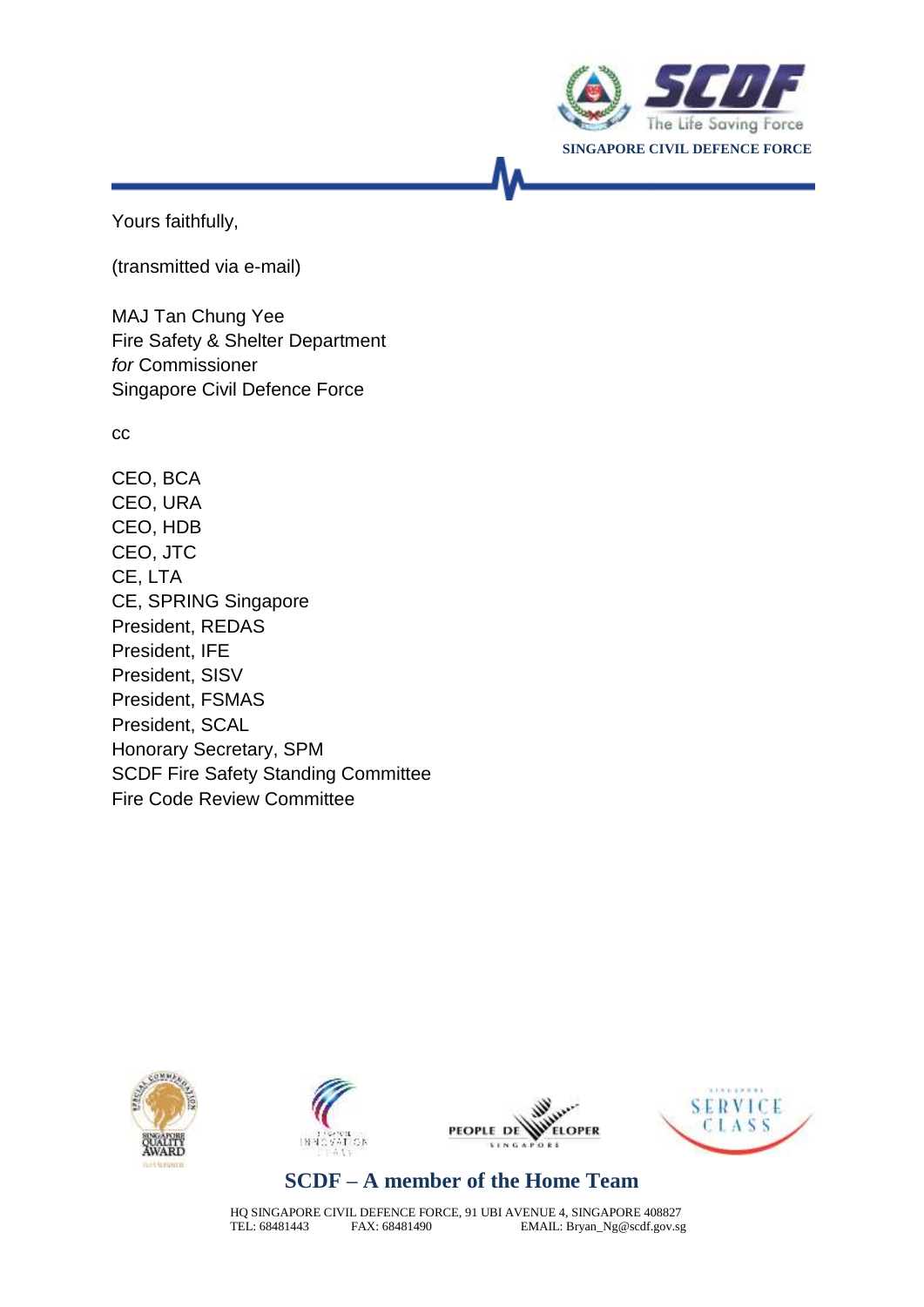Yours faithfully,

(transmitted via e-mail)

MAJ Tan Chung Yee
Fire Safety & Shelter Department
*for* Commissioner
Singapore Civil Defence Force

cc

CEO, BCA
CEO, URA
CEO, HDB
CEO, JTC
CE, LTA
CE, SPRING Singapore
President, REDAS
President, IFE
President, SISV
President, FSMAS
President, SCAL
Honorary Secretary, SPM
SCDF Fire Safety Standing Committee
Fire Code Review Committee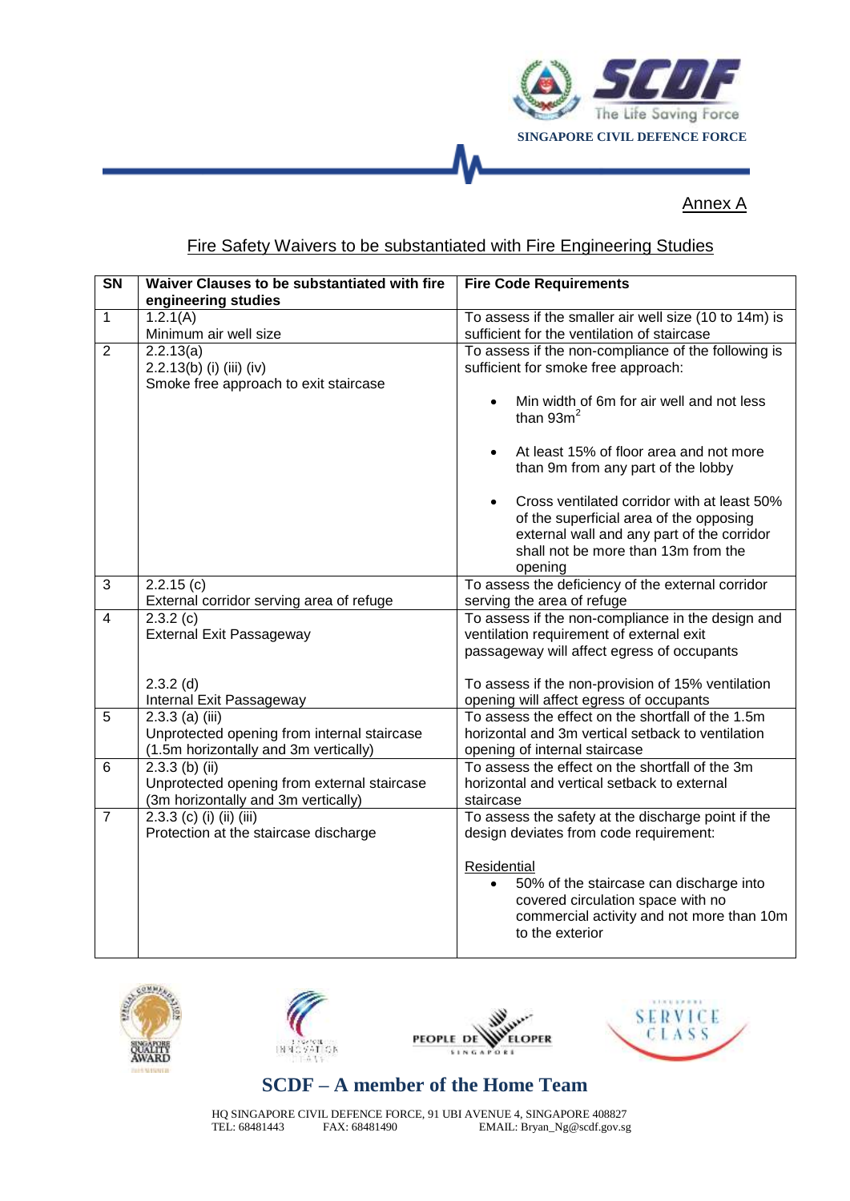Annex A

## Fire Safety Waivers to be substantiated with Fire Engineering Studies

| SN | Waiver Clauses to be substantiated with fire engineering studies | Fire Code Requirements |
|---|---|---|
| 1 | 1.2.1(A)<br>Minimum air well size | To assess if the smaller air well size (10 to 14m) is sufficient for the ventilation of staircase |
| 2 | 2.2.13(a)<br>2.2.13(b) (i) (iii) (iv)<br>Smoke free approach to exit staircase | To assess if the non-compliance of the following is sufficient for smoke free approach:<br>• Min width of 6m for air well and not less than 93m$^2$<br>• At least 15% of floor area and not more than 9m from any part of the lobby<br>• Cross ventilated corridor with at least 50% of the superficial area of the opposing external wall and any part of the corridor shall not be more than 13m from the opening |
| 3 | 2.2.15 (c)<br>External corridor serving area of refuge | To assess the deficiency of the external corridor serving the area of refuge |
| 4 | 2.3.2 (c)<br>External Exit Passageway<br><br>2.3.2 (d)<br>Internal Exit Passageway | To assess if the non-compliance in the design and ventilation requirement of external exit passageway will affect egress of occupants<br><br>To assess if the non-provision of 15% ventilation opening will affect egress of occupants |
| 5 | 2.3.3 (a) (iii)<br>Unprotected opening from internal staircase (1.5m horizontally and 3m vertically) | To assess the effect on the shortfall of the 1.5m horizontal and 3m vertical setback to ventilation opening of internal staircase |
| 6 | 2.3.3 (b) (ii)<br>Unprotected opening from external staircase (3m horizontally and 3m vertically) | To assess the effect on the shortfall of the 3m horizontal and vertical setback to external staircase |
| 7 | 2.3.3 (c) (i) (ii) (iii)<br>Protection at the staircase discharge | To assess the safety at the discharge point if the design deviates from code requirement:<br><br>Residential<br>• 50% of the staircase can discharge into covered circulation space with no commercial activity and not more than 10m to the exterior |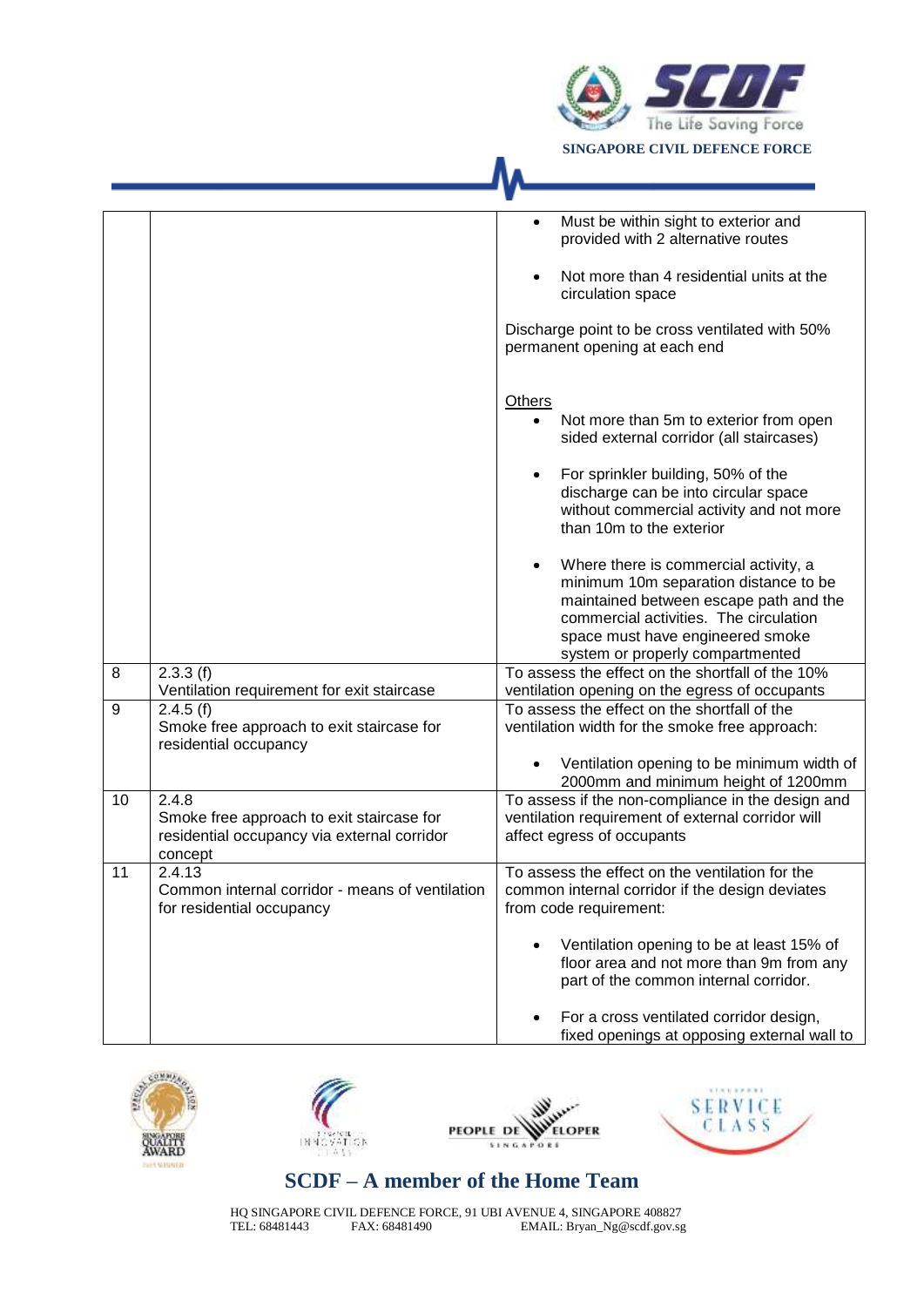|  |  |  |
|---|---|---|
|  |  | • Must be within sight to exterior and provided with 2 alternative routes<br><br>• Not more than 4 residential units at the circulation space<br><br>Discharge point to be cross ventilated with 50% permanent opening at each end<br><br><u>Others</u><br>• Not more than 5m to exterior from open sided external corridor (all staircases)<br><br>• For sprinkler building, 50% of the discharge can be into circular space without commercial activity and not more than 10m to the exterior<br><br>• Where there is commercial activity, a minimum 10m separation distance to be maintained between escape path and the commercial activities. The circulation space must have engineered smoke system or properly compartmented |
| 8 | 2.3.3 (f)<br>Ventilation requirement for exit staircase | To assess the effect on the shortfall of the 10% ventilation opening on the egress of occupants |
| 9 | 2.4.5 (f)<br>Smoke free approach to exit staircase for residential occupancy | To assess the effect on the shortfall of the ventilation width for the smoke free approach:<br><br>• Ventilation opening to be minimum width of 2000mm and minimum height of 1200mm |
| 10 | 2.4.8<br>Smoke free approach to exit staircase for residential occupancy via external corridor concept | To assess if the non-compliance in the design and ventilation requirement of external corridor will affect egress of occupants |
| 11 | 2.4.13<br>Common internal corridor - means of ventilation for residential occupancy | To assess the effect on the ventilation for the common internal corridor if the design deviates from code requirement:<br><br>• Ventilation opening to be at least 15% of floor area and not more than 9m from any part of the common internal corridor.<br><br>• For a cross ventilated corridor design, fixed openings at opposing external wall to |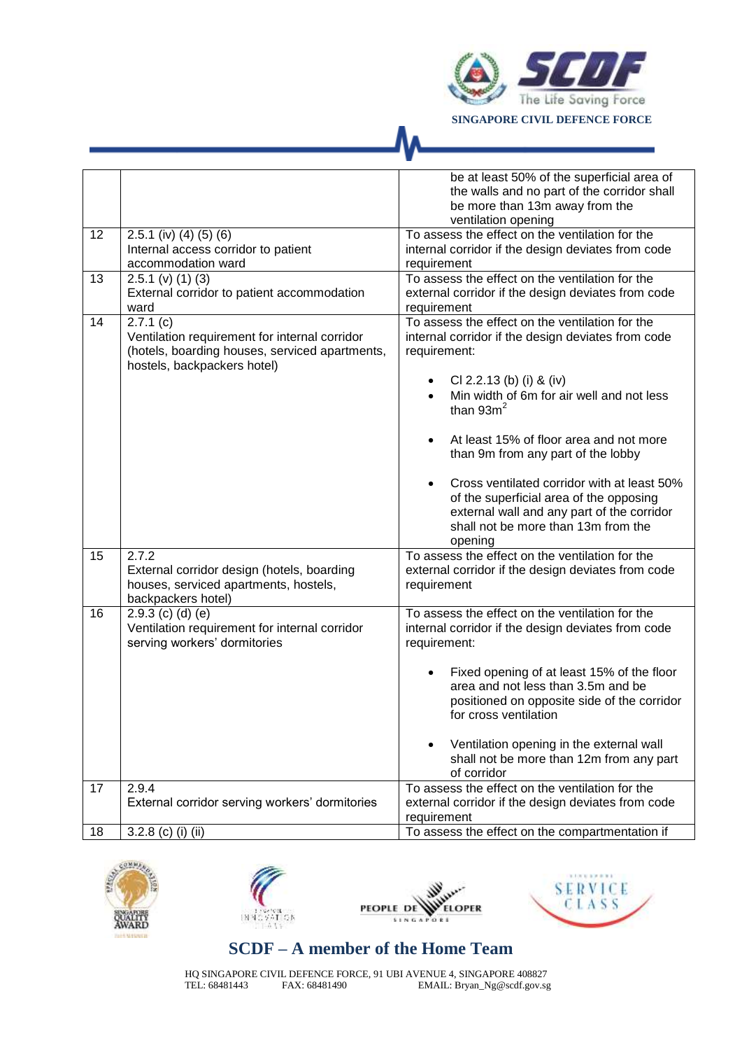| | | be at least 50% of the superficial area of the walls and no part of the corridor shall be more than 13m away from the ventilation opening |
|---|---|---|
| 12 | 2.5.1 (iv) (4) (5) (6)<br>Internal access corridor to patient accommodation ward | To assess the effect on the ventilation for the internal corridor if the design deviates from code requirement |
| 13 | 2.5.1 (v) (1) (3)<br>External corridor to patient accommodation ward | To assess the effect on the ventilation for the external corridor if the design deviates from code requirement |
| 14 | 2.7.1 (c)<br>Ventilation requirement for internal corridor (hotels, boarding houses, serviced apartments, hostels, backpackers hotel) | To assess the effect on the ventilation for the internal corridor if the design deviates from code requirement:<br>• Cl 2.2.13 (b) (i) & (iv)<br>• Min width of 6m for air well and not less than $93m^2$<br>• At least 15% of floor area and not more than 9m from any part of the lobby<br>• Cross ventilated corridor with at least 50% of the superficial area of the opposing external wall and any part of the corridor shall not be more than 13m from the opening |
| 15 | 2.7.2<br>External corridor design (hotels, boarding houses, serviced apartments, hostels, backpackers hotel) | To assess the effect on the ventilation for the external corridor if the design deviates from code requirement |
| 16 | 2.9.3 (c) (d) (e)<br>Ventilation requirement for internal corridor serving workers' dormitories | To assess the effect on the ventilation for the internal corridor if the design deviates from code requirement:<br>• Fixed opening of at least 15% of the floor area and not less than 3.5m and be positioned on opposite side of the corridor for cross ventilation<br>• Ventilation opening in the external wall shall not be more than 12m from any part of corridor |
| 17 | 2.9.4<br>External corridor serving workers' dormitories | To assess the effect on the ventilation for the external corridor if the design deviates from code requirement |
| 18 | 3.2.8 (c) (i) (ii) | To assess the effect on the compartmentation if |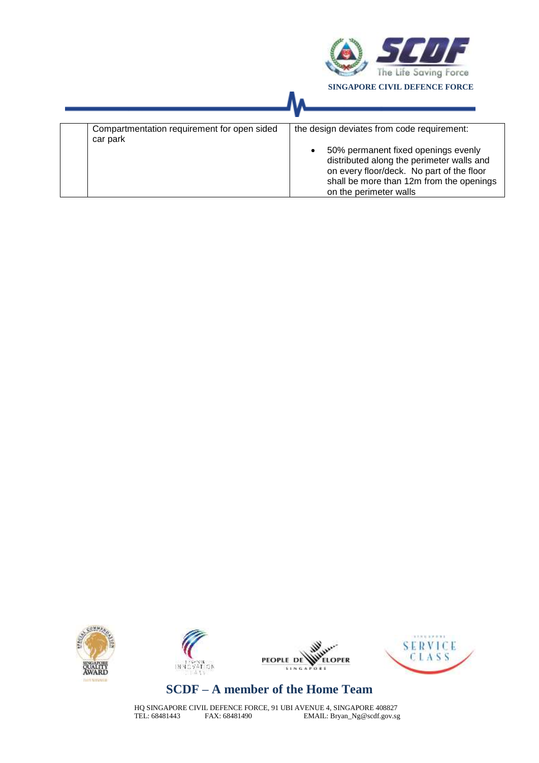| | | |
|---|---|---|
| | Compartmentation requirement for open sided car park | the design deviates from code requirement: <br><br> • 50% permanent fixed openings evenly distributed along the perimeter walls and on every floor/deck. No part of the floor shall be more than 12m from the openings on the perimeter walls |